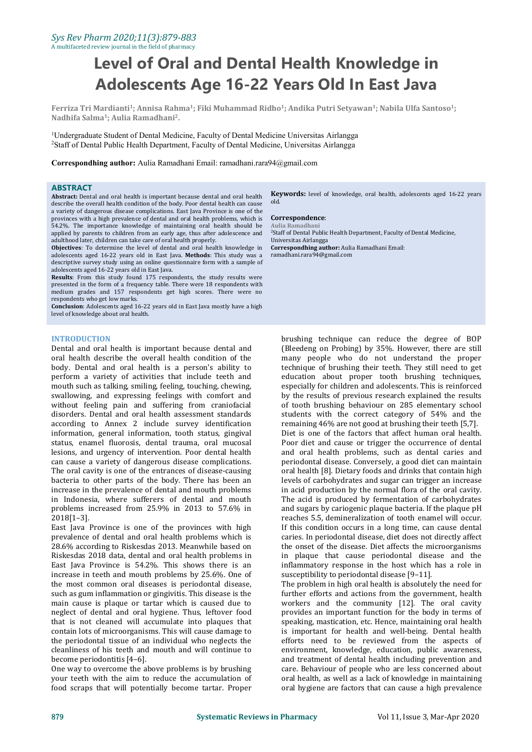# Level of Oral and Dental Health Knowledge in Adolescents Age 16-22 Years Old In East Java

**Ferriza Tri Mardianti[1]; Annisa Rahma[1]; Fiki Muhammad Ridho[1]; Andika Putri Setyawan[1]; Nabila Ulfa Santoso[1]; Nadhifa Salma[1]; Aulia Ramadhani[2].**

[1]Undergraduate Student of Dental Medicine, Faculty of Dental Medicine Universitas Airlangga
[2]Staff of Dental Public Health Department, Faculty of Dental Medicine, Universitas Airlangga

**Correspondhing author:** Aulia Ramadhani Email: ramadhani.rara94@gmail.com

## ABSTRACT

**Abstract:** Dental and oral health is important because dental and oral health describe the overall health condition of the body. Poor dental health can cause a variety of dangerous disease complications. East Java Province is one of the provinces with a high prevalence of dental and oral health problems, which is 54.2%. The importance knowledge of maintaining oral health should be applied by parents to children from an early age, thus after adolescence and adulthood later, children can take care of oral health properly.

**Objectives**: To determine the level of dental and oral health knowledge in adolescents aged 16-22 years old in East Java. **Methods**: This study was a descriptive survey study using an online questionnaire form with a sample of adolescents aged 16-22 years old in East Java.

**Results**: From this study found 175 respondents, the study results were presented in the form of a frequency table. There were 18 respondents with medium grades and 157 respondents get high scores. There were no respondents who get low marks.

**Conclusion**: Adolescents aged 16-22 years old in East Java mostly have a high level of knowledge about oral health.

**Keywords:** level of knowledge, oral health, adolescents aged 16-22 years old.

**Correspondence**:
Aulia Ramadhani
[2]Staff of Dental Public Health Department, Faculty of Dental Medicine, Universitas Airlangga
**Correspondhing author:** Aulia Ramadhani Email: ramadhani.rara94@gmail.com

## INTRODUCTION

Dental and oral health is important because dental and oral health describe the overall health condition of the body. Dental and oral health is a person's ability to perform a variety of activities that include teeth and mouth such as talking, smiling, feeling, touching, chewing, swallowing, and expressing feelings with comfort and without feeling pain and suffering from craniofacial disorders. Dental and oral health assessment standards according to Annex 2 include survey identification information, general information, tooth status, gingival status, enamel fluorosis, dental trauma, oral mucosal lesions, and urgency of intervention. Poor dental health can cause a variety of dangerous disease complications. The oral cavity is one of the entrances of disease-causing bacteria to other parts of the body. There has been an increase in the prevalence of dental and mouth problems in Indonesia, where sufferers of dental and mouth problems increased from 25.9% in 2013 to 57.6% in 2018[1–3].

East Java Province is one of the provinces with high prevalence of dental and oral health problems which is 28.6% according to Riskesdas 2013. Meanwhile based on Riskesdas 2018 data, dental and oral health problems in East Java Province is 54.2%. This shows there is an increase in teeth and mouth problems by 25.6%. One of the most common oral diseases is periodontal disease, such as gum inflammation or gingivitis. This disease is the main cause is plaque or tartar which is caused due to neglect of dental and oral hygiene. Thus, leftover food that is not cleaned will accumulate into plaques that contain lots of microorganisms. This will cause damage to the periodontal tissue of an individual who neglects the cleanliness of his teeth and mouth and will continue to become periodontitis [4–6].

One way to overcome the above problems is by brushing your teeth with the aim to reduce the accumulation of food scraps that will potentially become tartar. Proper brushing technique can reduce the degree of BOP (Bleedeng on Probing) by 35%. However, there are still many people who do not understand the proper technique of brushing their teeth. They still need to get education about proper tooth brushing techniques, especially for children and adolescents. This is reinforced by the results of previous research explained the results of tooth brushing behaviour on 285 elementary school students with the correct category of 54% and the remaining 46% are not good at brushing their teeth [5,7].

Diet is one of the factors that affect human oral health. Poor diet and cause or trigger the occurrence of dental and oral health problems, such as dental caries and periodontal disease. Conversely, a good diet can maintain oral health [8]. Dietary foods and drinks that contain high levels of carbohydrates and sugar can trigger an increase in acid production by the normal flora of the oral cavity. The acid is produced by fermentation of carbohydrates and sugars by cariogenic plaque bacteria. If the plaque pH reaches 5.5, demineralization of tooth enamel will occur. If this condition occurs in a long time, can cause dental caries. In periodontal disease, diet does not directly affect the onset of the disease. Diet affects the microorganisms in plaque that cause periodontal disease and the inflammatory response in the host which has a role in susceptibility to periodontal disease [9–11].

The problem in high oral health is absolutely the need for further efforts and actions from the government, health workers and the community [12]. The oral cavity provides an important function for the body in terms of speaking, mastication, etc. Hence, maintaining oral health is important for health and well-being. Dental health efforts need to be reviewed from the aspects of environment, knowledge, education, public awareness, and treatment of dental health including prevention and care. Behaviour of people who are less concerned about oral health, as well as a lack of knowledge in maintaining oral hygiene are factors that can cause a high prevalence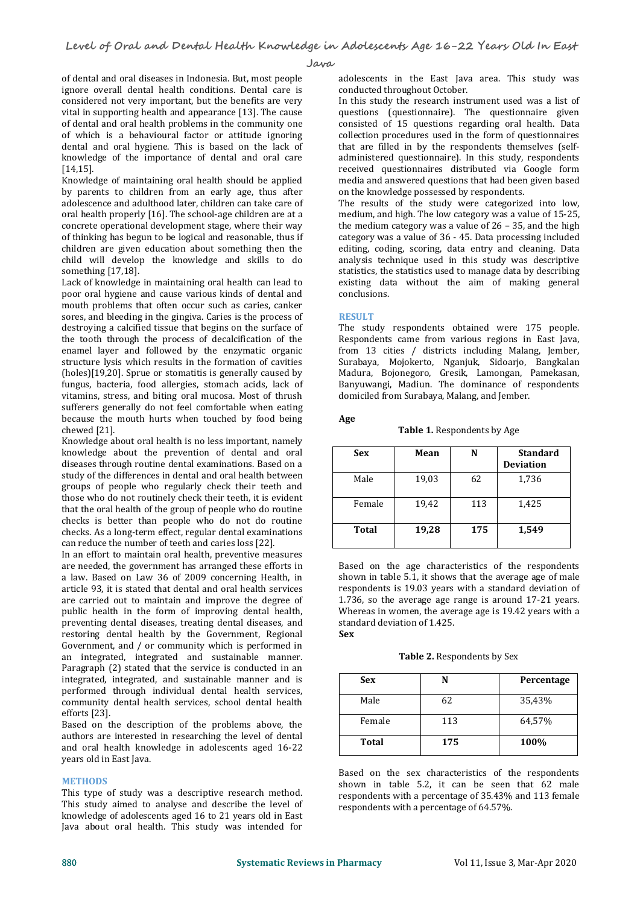of dental and oral diseases in Indonesia. But, most people ignore overall dental health conditions. Dental care is considered not very important, but the benefits are very vital in supporting health and appearance [13]. The cause of dental and oral health problems in the community one of which is a behavioural factor or attitude ignoring dental and oral hygiene. This is based on the lack of knowledge of the importance of dental and oral care [14,15].

Knowledge of maintaining oral health should be applied by parents to children from an early age, thus after adolescence and adulthood later, children can take care of oral health properly [16]. The school-age children are at a concrete operational development stage, where their way of thinking has begun to be logical and reasonable, thus if children are given education about something then the child will develop the knowledge and skills to do something [17,18].

Lack of knowledge in maintaining oral health can lead to poor oral hygiene and cause various kinds of dental and mouth problems that often occur such as caries, canker sores, and bleeding in the gingiva. Caries is the process of destroying a calcified tissue that begins on the surface of the tooth through the process of decalcification of the enamel layer and followed by the enzymatic organic structure lysis which results in the formation of cavities (holes)[19,20]. Sprue or stomatitis is generally caused by fungus, bacteria, food allergies, stomach acids, lack of vitamins, stress, and biting oral mucosa. Most of thrush sufferers generally do not feel comfortable when eating because the mouth hurts when touched by food being chewed [21].

Knowledge about oral health is no less important, namely knowledge about the prevention of dental and oral diseases through routine dental examinations. Based on a study of the differences in dental and oral health between groups of people who regularly check their teeth and those who do not routinely check their teeth, it is evident that the oral health of the group of people who do routine checks is better than people who do not do routine checks. As a long-term effect, regular dental examinations can reduce the number of teeth and caries loss [22].

In an effort to maintain oral health, preventive measures are needed, the government has arranged these efforts in a law. Based on Law 36 of 2009 concerning Health, in article 93, it is stated that dental and oral health services are carried out to maintain and improve the degree of public health in the form of improving dental health, preventing dental diseases, treating dental diseases, and restoring dental health by the Government, Regional Government, and / or community which is performed in an integrated, integrated and sustainable manner. Paragraph (2) stated that the service is conducted in an integrated, integrated, and sustainable manner and is performed through individual dental health services, community dental health services, school dental health efforts [23].

Based on the description of the problems above, the authors are interested in researching the level of dental and oral health knowledge in adolescents aged 16-22 years old in East Java.

## METHODS

This type of study was a descriptive research method. This study aimed to analyse and describe the level of knowledge of adolescents aged 16 to 21 years old in East Java about oral health. This study was intended for adolescents in the East Java area. This study was conducted throughout October.

In this study the research instrument used was a list of questions (questionnaire). The questionnaire given consisted of 15 questions regarding oral health. Data collection procedures used in the form of questionnaires that are filled in by the respondents themselves (self-administered questionnaire). In this study, respondents received questionnaires distributed via Google form media and answered questions that had been given based on the knowledge possessed by respondents.

The results of the study were categorized into low, medium, and high. The low category was a value of 15-25, the medium category was a value of 26 – 35, and the high category was a value of 36 - 45. Data processing included editing, coding, scoring, data entry and cleaning. Data analysis technique used in this study was descriptive statistics, the statistics used to manage data by describing existing data without the aim of making general conclusions.

## RESULT

The study respondents obtained were 175 people. Respondents came from various regions in East Java, from 13 cities / districts including Malang, Jember, Surabaya, Mojokerto, Nganjuk, Sidoarjo, Bangkalan Madura, Bojonegoro, Gresik, Lamongan, Pamekasan, Banyuwangi, Madiun. The dominance of respondents domiciled from Surabaya, Malang, and Jember.

### Age

**Table 1.** Respondents by Age

| Sex | Mean | N | Standard Deviation |
|---|---|---|---|
| Male | 19,03 | 62 | 1,736 |
| Female | 19,42 | 113 | 1,425 |
| **Total** | **19,28** | **175** | **1,549** |

Based on the age characteristics of the respondents shown in table 5.1, it shows that the average age of male respondents is 19.03 years with a standard deviation of 1.736, so the average age range is around 17-21 years. Whereas in women, the average age is 19.42 years with a standard deviation of 1.425.

### Sex

**Table 2.** Respondents by Sex

| Sex | N | Percentage |
|---|---|---|
| Male | 62 | 35,43% |
| Female | 113 | 64,57% |
| **Total** | **175** | **100%** |

Based on the sex characteristics of the respondents shown in table 5.2, it can be seen that 62 male respondents with a percentage of 35.43% and 113 female respondents with a percentage of 64.57%.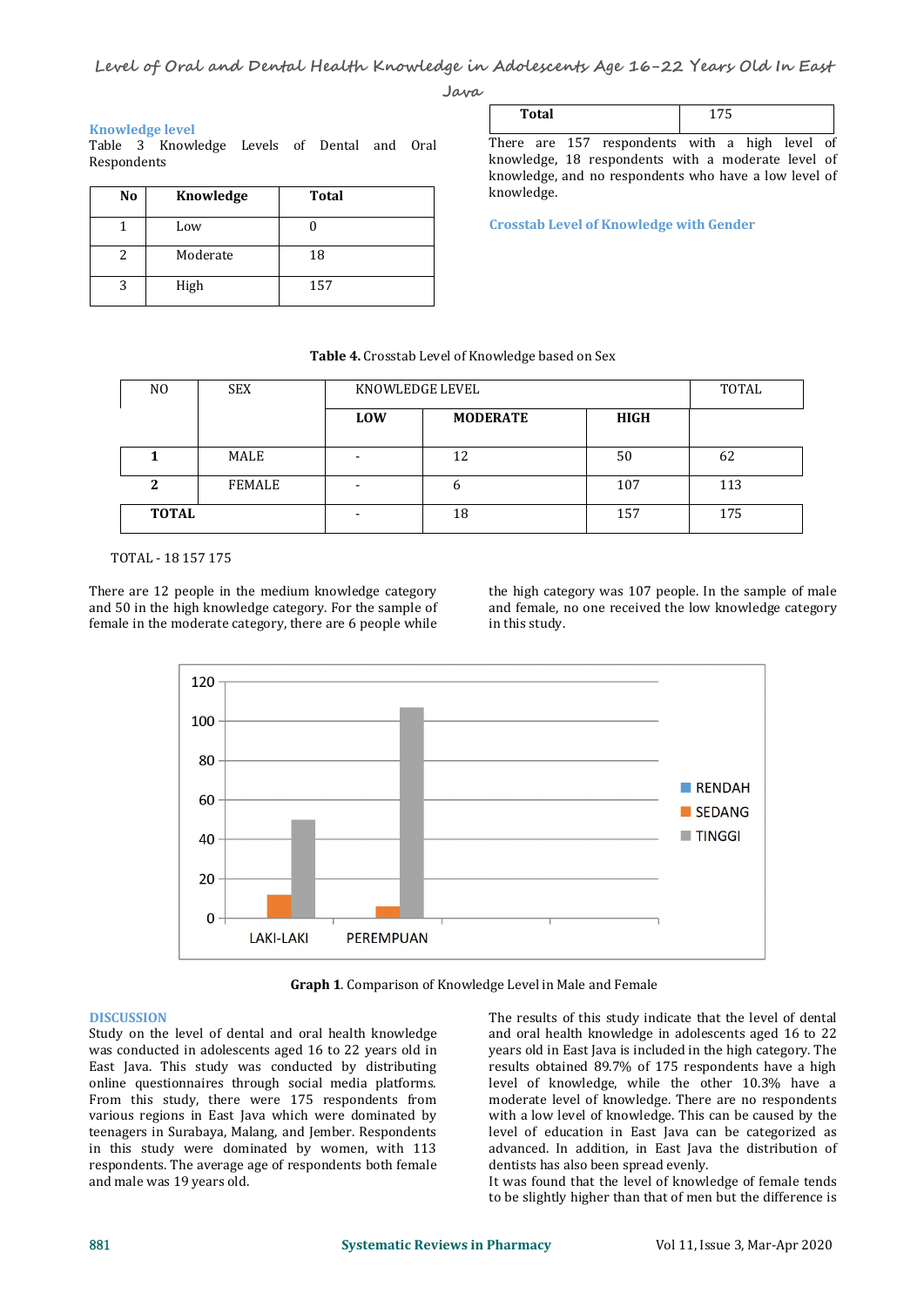### Knowledge level

Table 3 Knowledge Levels of Dental and Oral Respondents

| No | Knowledge | Total |
|---|---|---|
| 1 | Low | 0 |
| 2 | Moderate | 18 |
| 3 | High | 157 |
| **Total** | | 175 |

There are 157 respondents with a high level of knowledge, 18 respondents with a moderate level of knowledge, and no respondents who have a low level of knowledge.

### Crosstab Level of Knowledge with Gender

**Table 4.** Crosstab Level of Knowledge based on Sex

| NO | SEX | KNOWLEDGE LEVEL | | | TOTAL |
|---|---|---|---|---|---|
| | | **LOW** | **MODERATE** | **HIGH** | |
| **1** | MALE | - | 12 | 50 | 62 |
| **2** | FEMALE | - | 6 | 107 | 113 |
| **TOTAL** | | - | 18 | 157 | 175 |

TOTAL - 18 157 175

There are 12 people in the medium knowledge category and 50 in the high knowledge category. For the sample of female in the moderate category, there are 6 people while the high category was 107 people. In the sample of male and female, no one received the low knowledge category in this study.

**Graph 1**. Comparison of Knowledge Level in Male and Female

## DISCUSSION

Study on the level of dental and oral health knowledge was conducted in adolescents aged 16 to 22 years old in East Java. This study was conducted by distributing online questionnaires through social media platforms. From this study, there were 175 respondents from various regions in East Java which were dominated by teenagers in Surabaya, Malang, and Jember. Respondents in this study were dominated by women, with 113 respondents. The average age of respondents both female and male was 19 years old.

The results of this study indicate that the level of dental and oral health knowledge in adolescents aged 16 to 22 years old in East Java is included in the high category. The results obtained 89.7% of 175 respondents have a high level of knowledge, while the other 10.3% have a moderate level of knowledge. There are no respondents with a low level of knowledge. This can be caused by the level of education in East Java can be categorized as advanced. In addition, in East Java the distribution of dentists has also been spread evenly.

It was found that the level of knowledge of female tends to be slightly higher than that of men but the difference is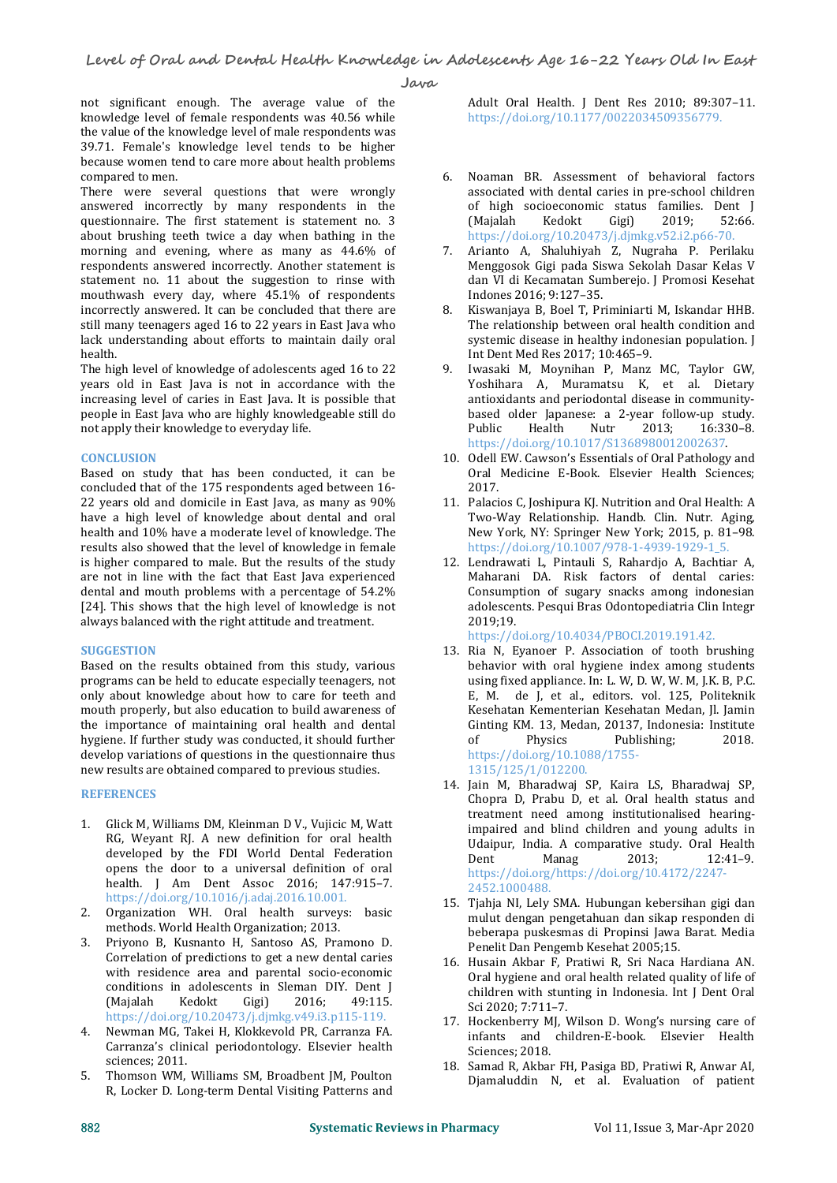not significant enough. The average value of the knowledge level of female respondents was 40.56 while the value of the knowledge level of male respondents was 39.71. Female's knowledge level tends to be higher because women tend to care more about health problems compared to men.

There were several questions that were wrongly answered incorrectly by many respondents in the questionnaire. The first statement is statement no. 3 about brushing teeth twice a day when bathing in the morning and evening, where as many as 44.6% of respondents answered incorrectly. Another statement is statement no. 11 about the suggestion to rinse with mouthwash every day, where 45.1% of respondents incorrectly answered. It can be concluded that there are still many teenagers aged 16 to 22 years in East Java who lack understanding about efforts to maintain daily oral health.

The high level of knowledge of adolescents aged 16 to 22 years old in East Java is not in accordance with the increasing level of caries in East Java. It is possible that people in East Java who are highly knowledgeable still do not apply their knowledge to everyday life.

## CONCLUSION

Based on study that has been conducted, it can be concluded that of the 175 respondents aged between 16-22 years old and domicile in East Java, as many as 90% have a high level of knowledge about dental and oral health and 10% have a moderate level of knowledge. The results also showed that the level of knowledge in female is higher compared to male. But the results of the study are not in line with the fact that East Java experienced dental and mouth problems with a percentage of 54.2% [24]. This shows that the high level of knowledge is not always balanced with the right attitude and treatment.

## SUGGESTION

Based on the results obtained from this study, various programs can be held to educate especially teenagers, not only about knowledge about how to care for teeth and mouth properly, but also education to build awareness of the importance of maintaining oral health and dental hygiene. If further study was conducted, it should further develop variations of questions in the questionnaire thus new results are obtained compared to previous studies.

## REFERENCES

1. Glick M, Williams DM, Kleinman D V., Vujicic M, Watt RG, Weyant RJ. A new definition for oral health developed by the FDI World Dental Federation opens the door to a universal definition of oral health. J Am Dent Assoc 2016; 147:915–7. https://doi.org/10.1016/j.adaj.2016.10.001.
2. Organization WH. Oral health surveys: basic methods. World Health Organization; 2013.
3. Priyono B, Kusnanto H, Santoso AS, Pramono D. Correlation of predictions to get a new dental caries with residence area and parental socio-economic conditions in adolescents in Sleman DIY. Dent J (Majalah Kedokt Gigi) 2016; 49:115. https://doi.org/10.20473/j.djmkg.v49.i3.p115-119.
4. Newman MG, Takei H, Klokkevold PR, Carranza FA. Carranza's clinical periodontology. Elsevier health sciences; 2011.
5. Thomson WM, Williams SM, Broadbent JM, Poulton R, Locker D. Long-term Dental Visiting Patterns and Adult Oral Health. J Dent Res 2010; 89:307–11. https://doi.org/10.1177/0022034509356779.
6. Noaman BR. Assessment of behavioral factors associated with dental caries in pre-school children of high socioeconomic status families. Dent J (Majalah Kedokt Gigi) 2019; 52:66. https://doi.org/10.20473/j.djmkg.v52.i2.p66-70.
7. Arianto A, Shaluhiyah Z, Nugraha P. Perilaku Menggosok Gigi pada Siswa Sekolah Dasar Kelas V dan VI di Kecamatan Sumberejo. J Promosi Kesehat Indones 2016; 9:127–35.
8. Kiswanjaya B, Boel T, Priminiarti M, Iskandar HHB. The relationship between oral health condition and systemic disease in healthy indonesian population. J Int Dent Med Res 2017; 10:465–9.
9. Iwasaki M, Moynihan P, Manz MC, Taylor GW, Yoshihara A, Muramatsu K, et al. Dietary antioxidants and periodontal disease in community-based older Japanese: a 2-year follow-up study. Public Health Nutr 2013; 16:330–8. https://doi.org/10.1017/S1368980012002637.
10. Odell EW. Cawson's Essentials of Oral Pathology and Oral Medicine E-Book. Elsevier Health Sciences; 2017.
11. Palacios C, Joshipura KJ. Nutrition and Oral Health: A Two-Way Relationship. Handb. Clin. Nutr. Aging, New York, NY: Springer New York; 2015, p. 81–98. https://doi.org/10.1007/978-1-4939-1929-1_5.
12. Lendrawati L, Pintauli S, Rahardjo A, Bachtiar A, Maharani DA. Risk factors of dental caries: Consumption of sugary snacks among indonesian adolescents. Pesqui Bras Odontopediatria Clin Integr 2019;19. https://doi.org/10.4034/PBOCI.2019.191.42.
13. Ria N, Eyanoer P. Association of tooth brushing behavior with oral hygiene index among students using fixed appliance. In: L. W, D. W, W. M, J.K. B, P.C. E, M. de J, et al., editors. vol. 125, Politeknik Kesehatan Kementerian Kesehatan Medan, Jl. Jamin Ginting KM. 13, Medan, 20137, Indonesia: Institute of Physics Publishing; 2018. https://doi.org/10.1088/1755-1315/125/1/012200.
14. Jain M, Bharadwaj SP, Kaira LS, Bharadwaj SP, Chopra D, Prabu D, et al. Oral health status and treatment need among institutionalised hearing-impaired and blind children and young adults in Udaipur, India. A comparative study. Oral Health Dent Manag 2013; 12:41–9. https://doi.org/https://doi.org/10.4172/2247-2452.1000488.
15. Tjahja NI, Lely SMA. Hubungan kebersihan gigi dan mulut dengan pengetahuan dan sikap responden di beberapa puskesmas di Propinsi Jawa Barat. Media Penelit Dan Pengemb Kesehat 2005;15.
16. Husain Akbar F, Pratiwi R, Sri Naca Hardiana AN. Oral hygiene and oral health related quality of life of children with stunting in Indonesia. Int J Dent Oral Sci 2020; 7:711–7.
17. Hockenberry MJ, Wilson D. Wong's nursing care of infants and children-E-book. Elsevier Health Sciences; 2018.
18. Samad R, Akbar FH, Pasiga BD, Pratiwi R, Anwar AI, Djamaluddin N, et al. Evaluation of patient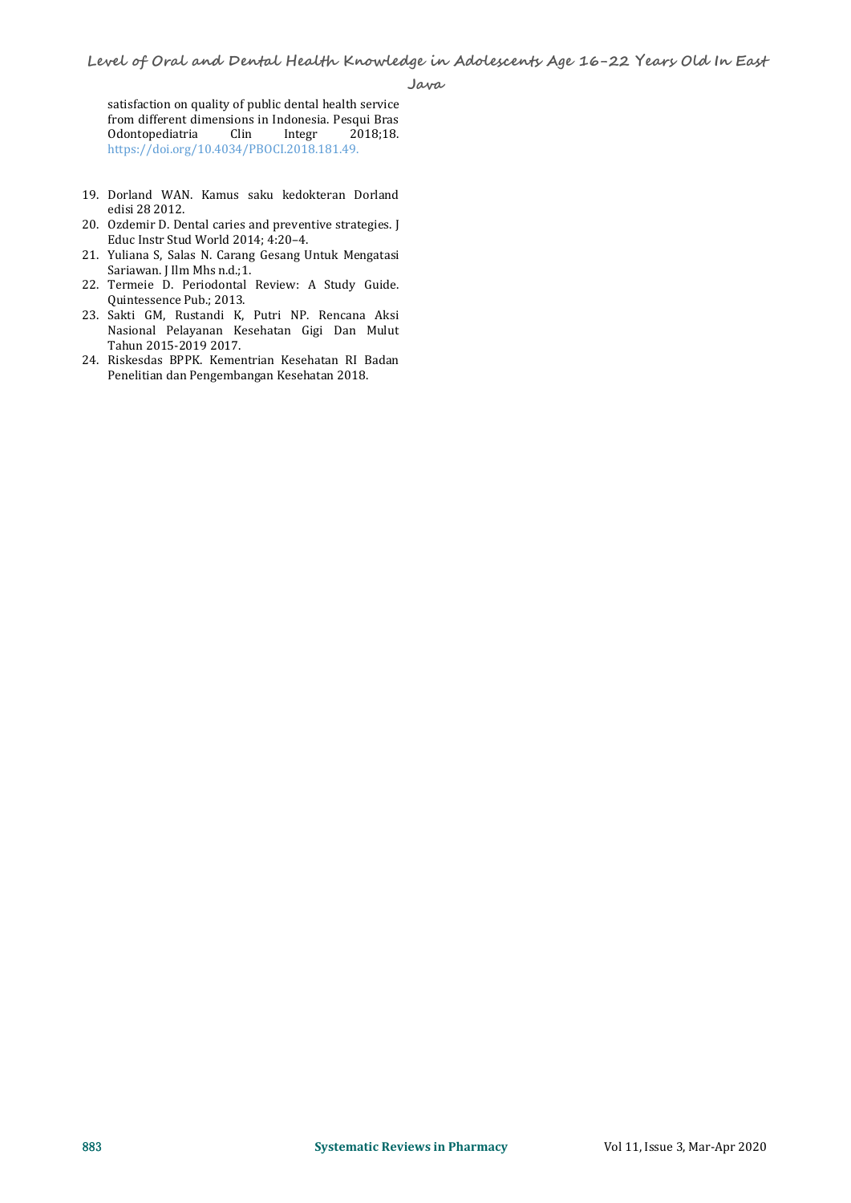satisfaction on quality of public dental health service from different dimensions in Indonesia. Pesqui Bras Odontopediatria Clin Integr 2018;18. https://doi.org/10.4034/PBOCI.2018.181.49.

19. Dorland WAN. Kamus saku kedokteran Dorland edisi 28 2012.
20. Ozdemir D. Dental caries and preventive strategies. J Educ Instr Stud World 2014; 4:20–4.
21. Yuliana S, Salas N. Carang Gesang Untuk Mengatasi Sariawan. J Ilm Mhs n.d.;1.
22. Termeie D. Periodontal Review: A Study Guide. Quintessence Pub.; 2013.
23. Sakti GM, Rustandi K, Putri NP. Rencana Aksi Nasional Pelayanan Kesehatan Gigi Dan Mulut Tahun 2015-2019 2017.
24. Riskesdas BPPK. Kementrian Kesehatan RI Badan Penelitian dan Pengembangan Kesehatan 2018.